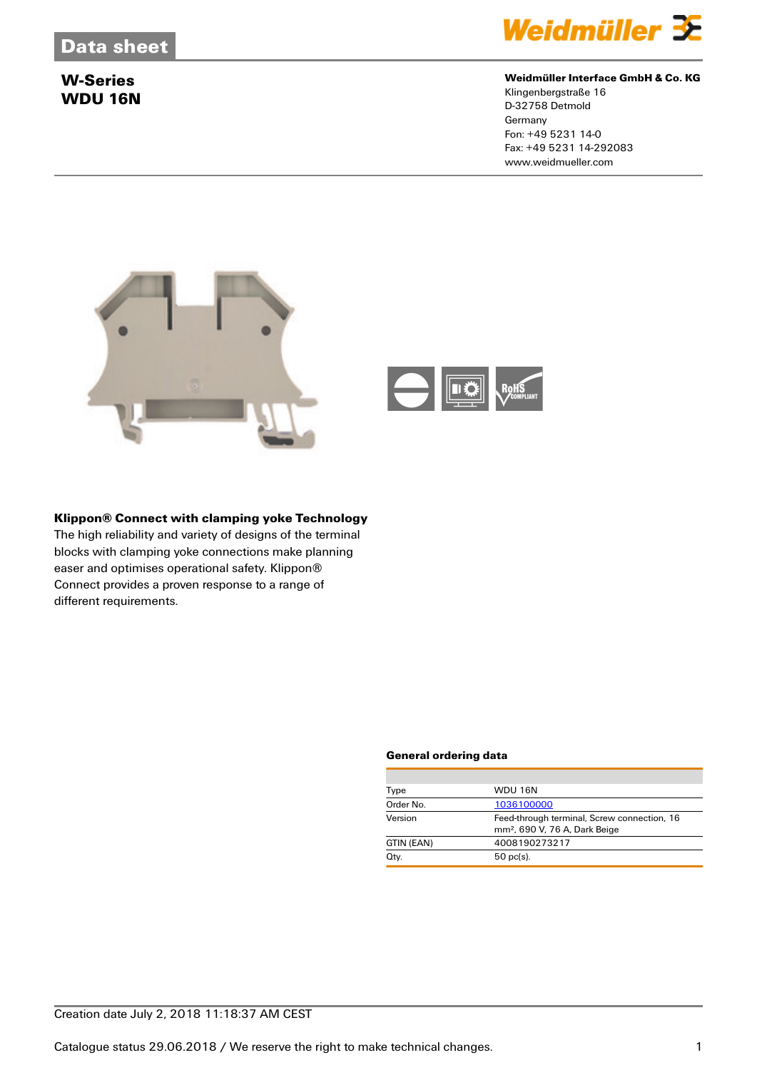## Data sheet

# W-Series
# WDU 16N

**Weidmüller Interface GmbH & Co. KG**
Klingenbergstraße 16
D-32758 Detmold
Germany
Fon: +49 5231 14-0
Fax: +49 5231 14-292083
www.weidmueller.com

### Klippon® Connect with clamping yoke Technology

The high reliability and variety of designs of the terminal blocks with clamping yoke connections make planning easer and optimises operational safety. Klippon® Connect provides a proven response to a range of different requirements.

### General ordering data

| | |
|---|---|
| Type | WDU 16N |
| Order No. | 1036100000 |
| Version | Feed-through terminal, Screw connection, 16 mm², 690 V, 76 A, Dark Beige |
| GTIN (EAN) | 4008190273217 |
| Qty. | 50 pc(s). |

Creation date July 2, 2018 11:18:37 AM CEST

Catalogue status 29.06.2018 / We reserve the right to make technical changes.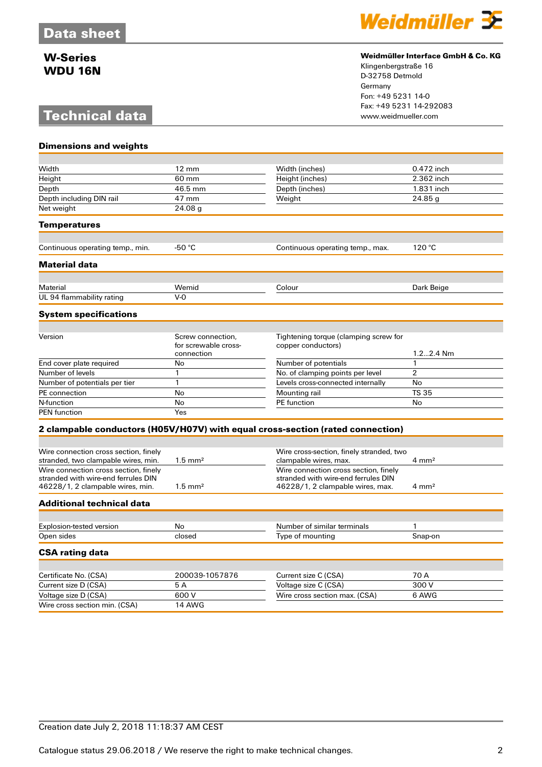Data sheet

## W-Series
## WDU 16N

**Weidmüller Interface GmbH & Co. KG**
Klingenbergstraße 16
D-32758 Detmold
Germany
Fon: +49 5231 14-0
Fax: +49 5231 14-292083
www.weidmueller.com

# Technical data

### Dimensions and weights

| | | | |
|---|---|---|---|
| Width | 12 mm | Width (inches) | 0.472 inch |
| Height | 60 mm | Height (inches) | 2.362 inch |
| Depth | 46.5 mm | Depth (inches) | 1.831 inch |
| Depth including DIN rail | 47 mm | Weight | 24.85 g |
| Net weight | 24.08 g | | |

### Temperatures

| | | | |
|---|---|---|---|
| Continuous operating temp., min. | -50 °C | Continuous operating temp., max. | 120 °C |

### Material data

| | | | |
|---|---|---|---|
| Material | Wemid | Colour | Dark Beige |
| UL 94 flammability rating | V-0 | | |

### System specifications

| | | | |
|---|---|---|---|
| Version | Screw connection, for screwable cross-connection | Tightening torque (clamping screw for copper conductors) | 1.2...2.4 Nm |
| End cover plate required | No | Number of potentials | 1 |
| Number of levels | 1 | No. of clamping points per level | 2 |
| Number of potentials per tier | 1 | Levels cross-connected internally | No |
| PE connection | No | Mounting rail | TS 35 |
| N-function | No | PE function | No |
| PEN function | Yes | | |

### 2 clampable conductors (H05V/H07V) with equal cross-section (rated connection)

| | | | |
|---|---|---|---|
| Wire connection cross section, finely stranded, two clampable wires, min. | 1.5 mm² | Wire cross-section, finely stranded, two clampable wires, max. | 4 mm² |
| Wire connection cross section, finely stranded with wire-end ferrules DIN 46228/1, 2 clampable wires, min. | 1.5 mm² | Wire connection cross section, finely stranded with wire-end ferrules DIN 46228/1, 2 clampable wires, max. | 4 mm² |

### Additional technical data

| | | | |
|---|---|---|---|
| Explosion-tested version | No | Number of similar terminals | 1 |
| Open sides | closed | Type of mounting | Snap-on |

### CSA rating data

| | | | |
|---|---|---|---|
| Certificate No. (CSA) | 200039-1057876 | Current size C (CSA) | 70 A |
| Current size D (CSA) | 5 A | Voltage size C (CSA) | 300 V |
| Voltage size D (CSA) | 600 V | Wire cross section max. (CSA) | 6 AWG |
| Wire cross section min. (CSA) | 14 AWG | | |

Creation date July 2, 2018 11:18:37 AM CEST

Catalogue status 29.06.2018 / We reserve the right to make technical changes.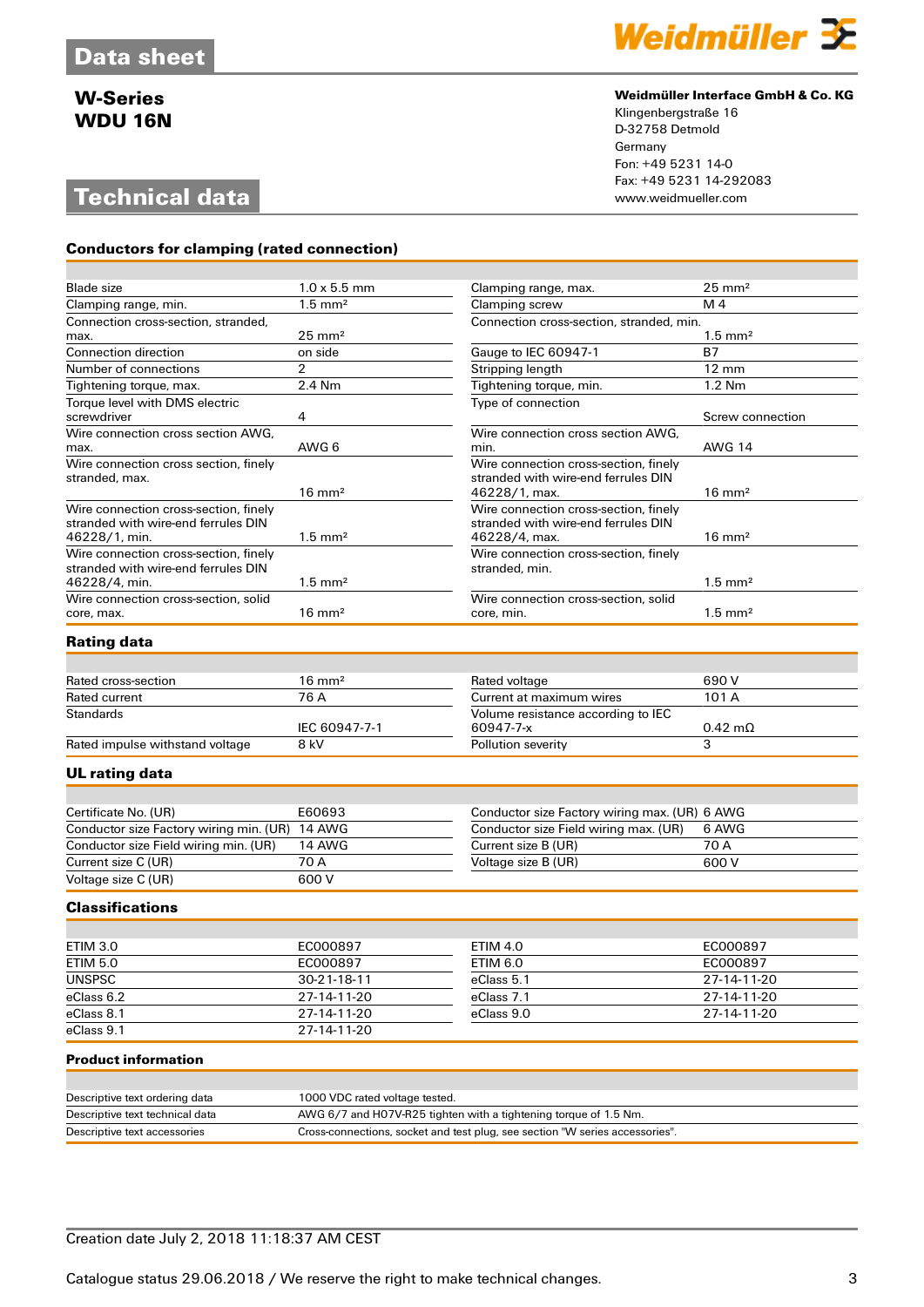# Data sheet

## W-Series
## WDU 16N

**Weidmüller Interface GmbH & Co. KG**
Klingenbergstraße 16
D-32758 Detmold
Germany
Fon: +49 5231 14-0
Fax: +49 5231 14-292083
www.weidmueller.com

# Technical data

### Conductors for clamping (rated connection)

| | | | |
|---|---|---|---|
| Blade size | 1.0 x 5.5 mm | Clamping range, max. | 25 mm² |
| Clamping range, min. | 1.5 mm² | Clamping screw | M 4 |
| Connection cross-section, stranded, max. | 25 mm² | Connection cross-section, stranded, min. | 1.5 mm² |
| Connection direction | on side | Gauge to IEC 60947-1 | B7 |
| Number of connections | 2 | Stripping length | 12 mm |
| Tightening torque, max. | 2.4 Nm | Tightening torque, min. | 1.2 Nm |
| Torque level with DMS electric screwdriver | 4 | Type of connection | Screw connection |
| Wire connection cross section AWG, max. | AWG 6 | Wire connection cross section AWG, min. | AWG 14 |
| Wire connection cross section, finely stranded, max. | 16 mm² | Wire connection cross-section, finely stranded with wire-end ferrules DIN 46228/1, max. | 16 mm² |
| Wire connection cross-section, finely stranded with wire-end ferrules DIN 46228/1, min. | 1.5 mm² | Wire connection cross-section, finely stranded with wire-end ferrules DIN 46228/4, max. | 16 mm² |
| Wire connection cross-section, finely stranded with wire-end ferrules DIN 46228/4, min. | 1.5 mm² | Wire connection cross-section, finely stranded, min. | 1.5 mm² |
| Wire connection cross-section, solid core, max. | 16 mm² | Wire connection cross-section, solid core, min. | 1.5 mm² |

### Rating data

| | | | |
|---|---|---|---|
| Rated cross-section | 16 mm² | Rated voltage | 690 V |
| Rated current | 76 A | Current at maximum wires | 101 A |
| Standards | IEC 60947-7-1 | Volume resistance according to IEC 60947-7-x | 0.42 mΩ |
| Rated impulse withstand voltage | 8 kV | Pollution severity | 3 |

### UL rating data

| | | | |
|---|---|---|---|
| Certificate No. (UR) | E60693 | Conductor size Factory wiring max. (UR) | 6 AWG |
| Conductor size Factory wiring min. (UR) | 14 AWG | Conductor size Field wiring max. (UR) | 6 AWG |
| Conductor size Field wiring min. (UR) | 14 AWG | Current size B (UR) | 70 A |
| Current size C (UR) | 70 A | Voltage size B (UR) | 600 V |
| Voltage size C (UR) | 600 V | | |

### Classifications

| | | | |
|---|---|---|---|
| ETIM 3.0 | EC000897 | ETIM 4.0 | EC000897 |
| ETIM 5.0 | EC000897 | ETIM 6.0 | EC000897 |
| UNSPSC | 30-21-18-11 | eClass 5.1 | 27-14-11-20 |
| eClass 6.2 | 27-14-11-20 | eClass 7.1 | 27-14-11-20 |
| eClass 8.1 | 27-14-11-20 | eClass 9.0 | 27-14-11-20 |
| eClass 9.1 | 27-14-11-20 | | |

### Product information

| | |
|---|---|
| Descriptive text ordering data | 1000 VDC rated voltage tested. |
| Descriptive text technical data | AWG 6/7 and H07V-R25 tighten with a tightening torque of 1.5 Nm. |
| Descriptive text accessories | Cross-connections, socket and test plug, see section "W series accessories". |

Creation date July 2, 2018 11:18:37 AM CEST

Catalogue status 29.06.2018 / We reserve the right to make technical changes.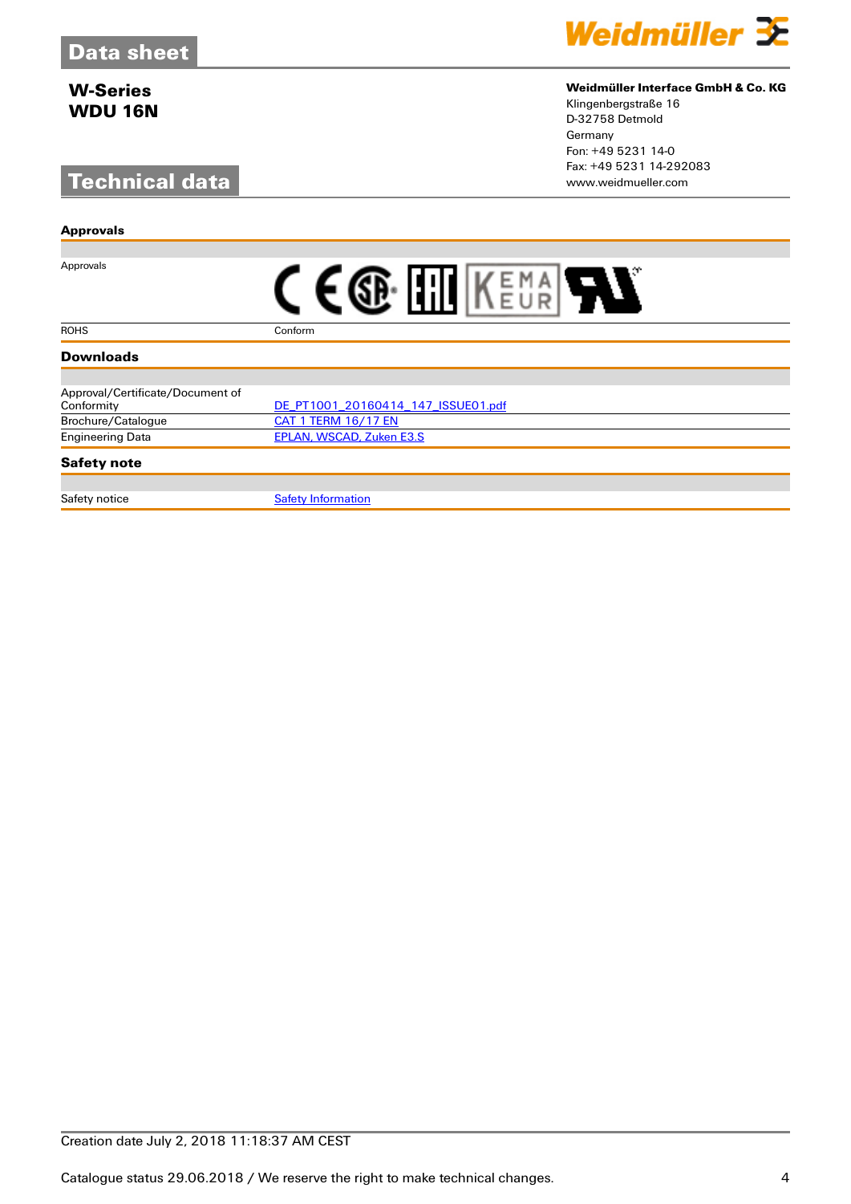# Data sheet

## W-Series
## WDU 16N

**Weidmüller Interface GmbH & Co. KG**
Klingenbergstraße 16
D-32758 Detmold
Germany
Fon: +49 5231 14-0
Fax: +49 5231 14-292083
www.weidmueller.com

# Technical data

### Approvals

| | |
|---|---|
| Approvals | |
| ROHS | Conform |

### Downloads

| | |
|---|---|
| Approval/Certificate/Document of Conformity | DE_PT1001_20160414_147_ISSUE01.pdf |
| Brochure/Catalogue | CAT 1 TERM 16/17 EN |
| Engineering Data | EPLAN, WSCAD, Zuken E3.S |

### Safety note

| | |
|---|---|
| Safety notice | Safety Information |

Creation date July 2, 2018 11:18:37 AM CEST

Catalogue status 29.06.2018 / We reserve the right to make technical changes.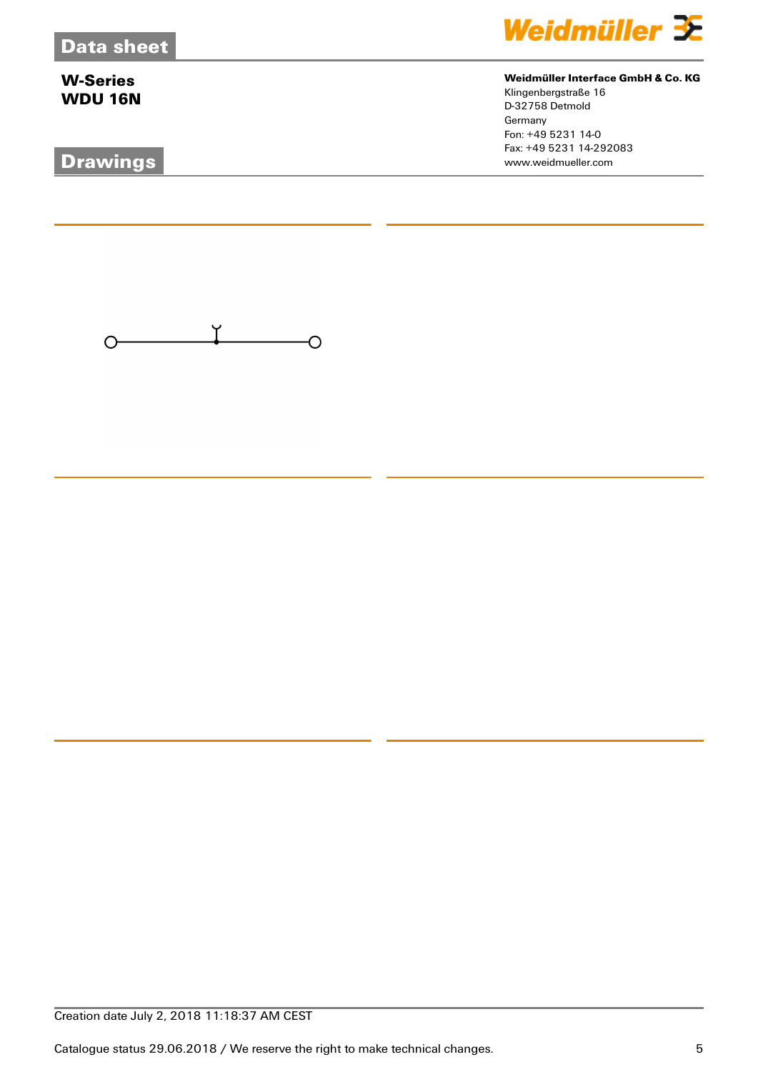# Data sheet

**W-Series**
**WDU 16N**

**Weidmüller Interface GmbH & Co. KG**
Klingenbergstraße 16
D-32758 Detmold
Germany
Fon: +49 5231 14-0
Fax: +49 5231 14-292083
www.weidmueller.com

## Drawings

Creation date July 2, 2018 11:18:37 AM CEST

Catalogue status 29.06.2018 / We reserve the right to make technical changes.